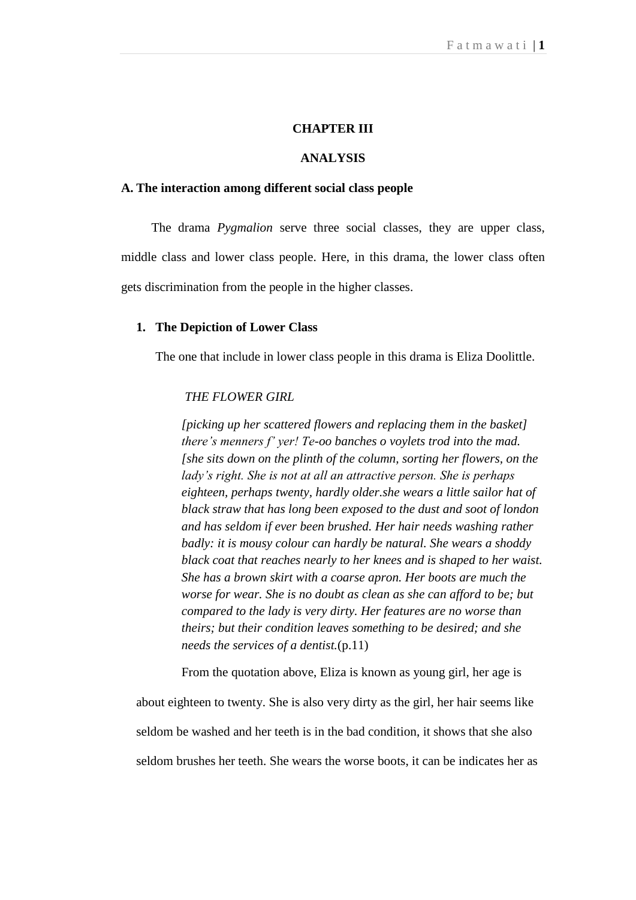# CHAPTER III

# ANALYSIS

## A. The interaction among different social class people

The drama *Pygmalion* serve three social classes, they are upper class, middle class and lower class people. Here, in this drama, the lower class often gets discrimination from the people in the higher classes.

### 1. The Depiction of Lower Class

The one that include in lower class people in this drama is Eliza Doolittle.

> *THE FLOWER GIRL*
>
> *[picking up her scattered flowers and replacing them in the basket] there's menners f' yer! Te-oo banches o voylets trod into the mad. [she sits down on the plinth of the column, sorting her flowers, on the lady's right. She is not at all an attractive person. She is perhaps eighteen, perhaps twenty, hardly older.she wears a little sailor hat of black straw that has long been exposed to the dust and soot of london and has seldom if ever been brushed. Her hair needs washing rather badly: it is mousy colour can hardly be natural. She wears a shoddy black coat that reaches nearly to her knees and is shaped to her waist. She has a brown skirt with a coarse apron. Her boots are much the worse for wear. She is no doubt as clean as she can afford to be; but compared to the lady is very dirty. Her features are no worse than theirs; but their condition leaves something to be desired; and she needs the services of a dentist.*(p.11)

From the quotation above, Eliza is known as young girl, her age is about eighteen to twenty. She is also very dirty as the girl, her hair seems like seldom be washed and her teeth is in the bad condition, it shows that she also seldom brushes her teeth. She wears the worse boots, it can be indicates her as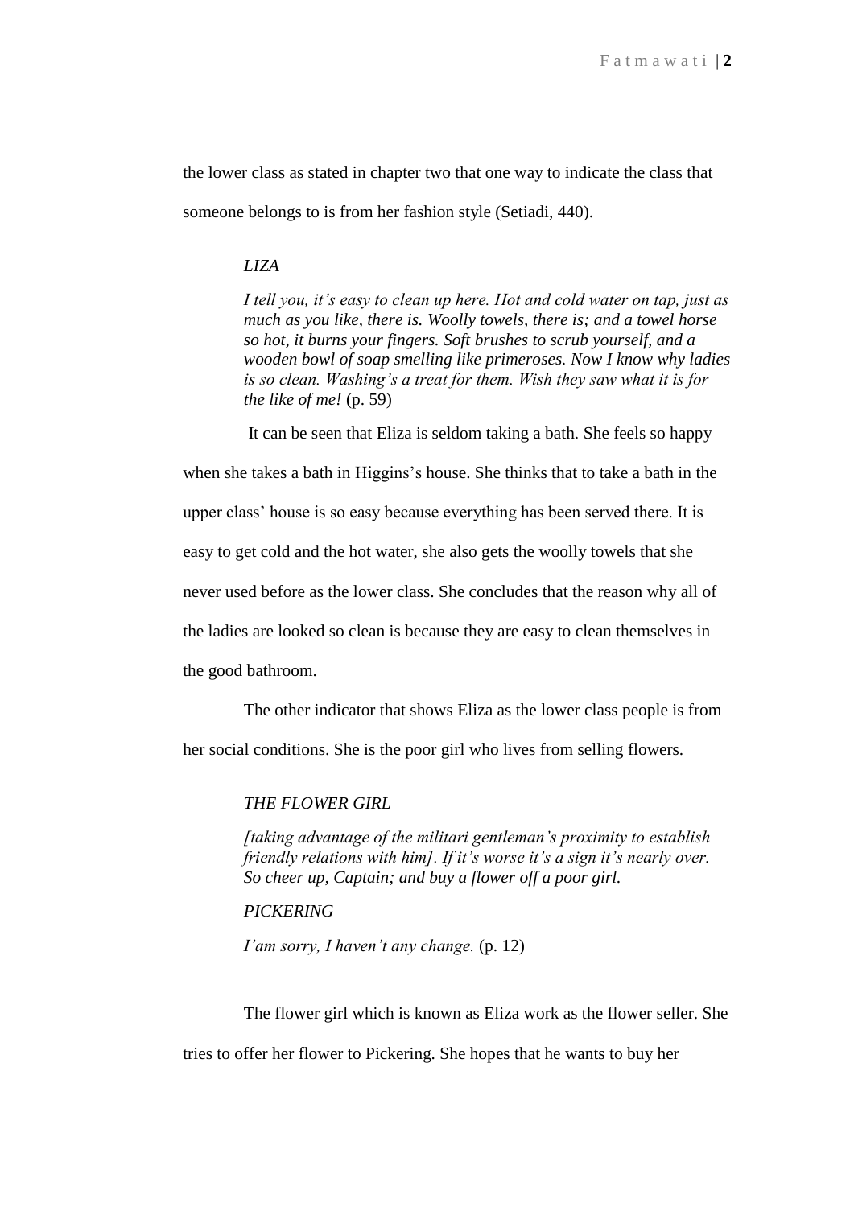the lower class as stated in chapter two that one way to indicate the class that someone belongs to is from her fashion style (Setiadi, 440).

> *LIZA*
>
> *I tell you, it's easy to clean up here. Hot and cold water on tap, just as much as you like, there is. Woolly towels, there is; and a towel horse so hot, it burns your fingers. Soft brushes to scrub yourself, and a wooden bowl of soap smelling like primeroses. Now I know why ladies is so clean. Washing's a treat for them. Wish they saw what it is for the like of me!* (p. 59)

It can be seen that Eliza is seldom taking a bath. She feels so happy when she takes a bath in Higgins's house. She thinks that to take a bath in the upper class' house is so easy because everything has been served there. It is easy to get cold and the hot water, she also gets the woolly towels that she never used before as the lower class. She concludes that the reason why all of the ladies are looked so clean is because they are easy to clean themselves in the good bathroom.

The other indicator that shows Eliza as the lower class people is from her social conditions. She is the poor girl who lives from selling flowers.

> *THE FLOWER GIRL*
>
> *[taking advantage of the militari gentleman's proximity to establish friendly relations with him]. If it's worse it's a sign it's nearly over. So cheer up, Captain; and buy a flower off a poor girl.*
>
> *PICKERING*
>
> *I'am sorry, I haven't any change.* (p. 12)

The flower girl which is known as Eliza work as the flower seller. She tries to offer her flower to Pickering. She hopes that he wants to buy her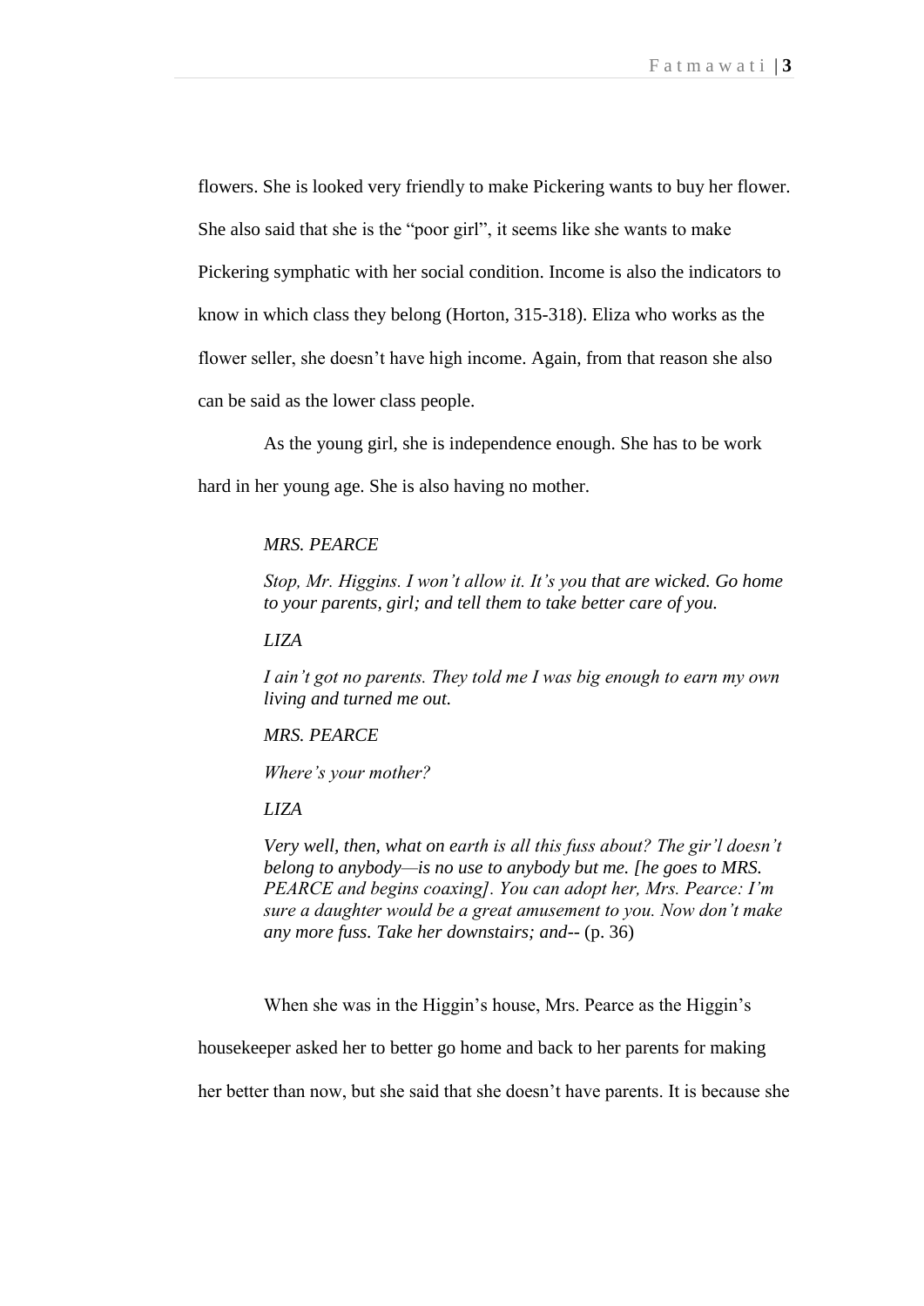flowers. She is looked very friendly to make Pickering wants to buy her flower. She also said that she is the “poor girl”, it seems like she wants to make Pickering symphatic with her social condition. Income is also the indicators to know in which class they belong (Horton, 315-318). Eliza who works as the flower seller, she doesn’t have high income. Again, from that reason she also can be said as the lower class people.

As the young girl, she is independence enough. She has to be work hard in her young age. She is also having no mother.

> *MRS. PEARCE*
>
> *Stop, Mr. Higgins. I won’t allow it. It’s you that are wicked. Go home to your parents, girl; and tell them to take better care of you.*
>
> *LIZA*
>
> *I ain’t got no parents. They told me I was big enough to earn my own living and turned me out.*
>
> *MRS. PEARCE*
>
> *Where’s your mother?*
>
> *LIZA*
>
> *Very well, then, what on earth is all this fuss about? The gir’l doesn’t belong to anybody—is no use to anybody but me. [he goes to MRS. PEARCE and begins coaxing]. You can adopt her, Mrs. Pearce: I’m sure a daughter would be a great amusement to you. Now don’t make any more fuss. Take her downstairs; and--* (p. 36)

When she was in the Higgin’s house, Mrs. Pearce as the Higgin’s housekeeper asked her to better go home and back to her parents for making her better than now, but she said that she doesn’t have parents. It is because she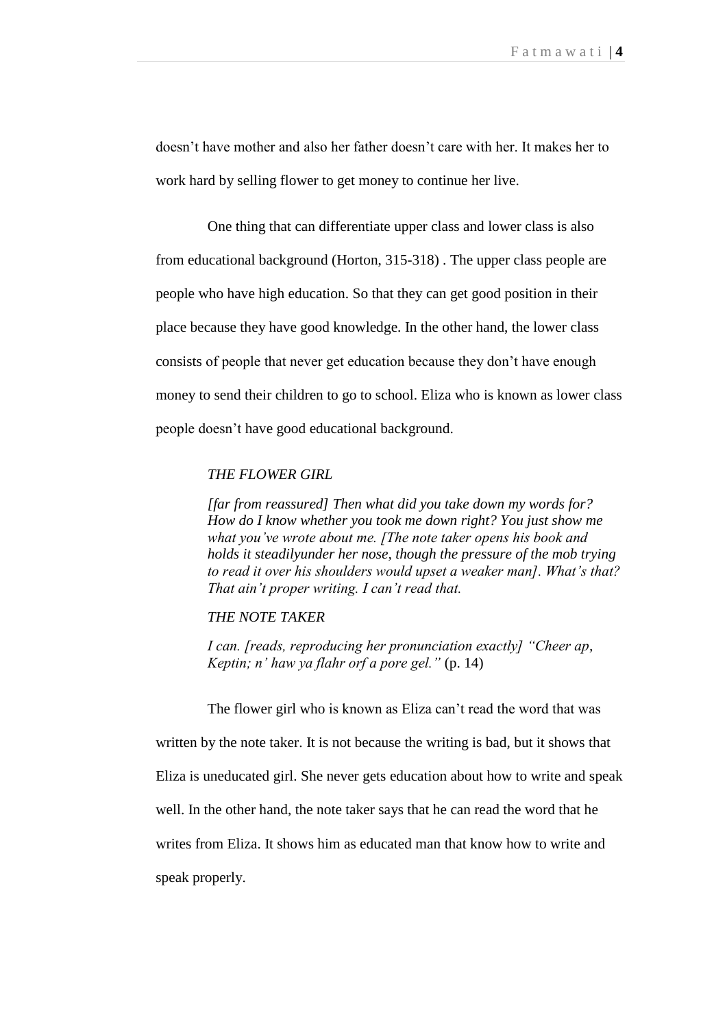doesn't have mother and also her father doesn't care with her. It makes her to work hard by selling flower to get money to continue her live.

One thing that can differentiate upper class and lower class is also from educational background (Horton, 315-318) . The upper class people are people who have high education. So that they can get good position in their place because they have good knowledge. In the other hand, the lower class consists of people that never get education because they don't have enough money to send their children to go to school. Eliza who is known as lower class people doesn't have good educational background.

> *THE FLOWER GIRL*
>
> *[far from reassured] Then what did you take down my words for? How do I know whether you took me down right? You just show me what you've wrote about me. [The note taker opens his book and holds it steadilyunder her nose, though the pressure of the mob trying to read it over his shoulders would upset a weaker man]. What's that? That ain't proper writing. I can't read that.*
>
> *THE NOTE TAKER*
>
> *I can. [reads, reproducing her pronunciation exactly] "Cheer ap, Keptin; n' haw ya flahr orf a pore gel."* (p. 14)

The flower girl who is known as Eliza can't read the word that was written by the note taker. It is not because the writing is bad, but it shows that Eliza is uneducated girl. She never gets education about how to write and speak well. In the other hand, the note taker says that he can read the word that he writes from Eliza. It shows him as educated man that know how to write and speak properly.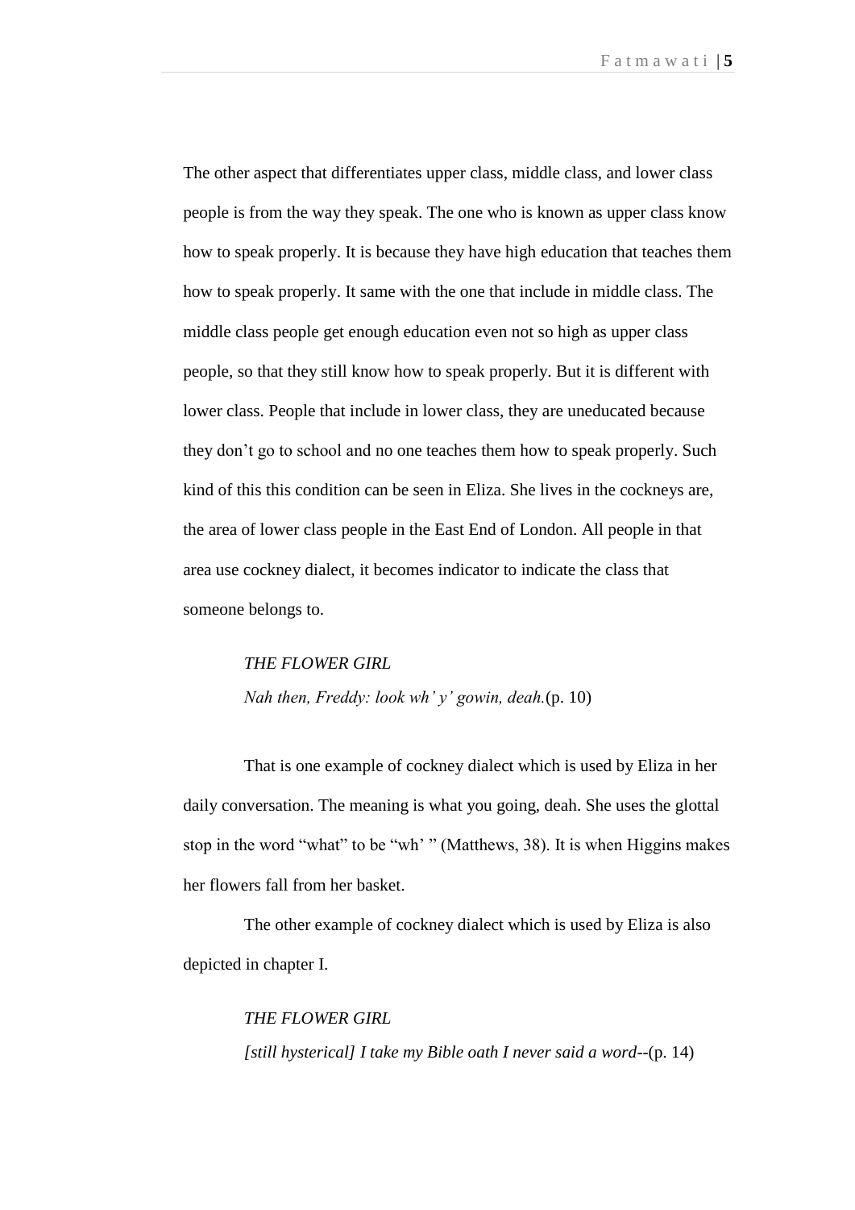The other aspect that differentiates upper class, middle class, and lower class people is from the way they speak. The one who is known as upper class know how to speak properly. It is because they have high education that teaches them how to speak properly. It same with the one that include in middle class. The middle class people get enough education even not so high as upper class people, so that they still know how to speak properly. But it is different with lower class. People that include in lower class, they are uneducated because they don't go to school and no one teaches them how to speak properly. Such kind of this this condition can be seen in Eliza. She lives in the cockneys are, the area of lower class people in the East End of London. All people in that area use cockney dialect, it becomes indicator to indicate the class that someone belongs to.

> *THE FLOWER GIRL*
> *Nah then, Freddy: look wh' y' gowin, deah.*(p. 10)

That is one example of cockney dialect which is used by Eliza in her daily conversation. The meaning is what you going, deah. She uses the glottal stop in the word "what" to be "wh' " (Matthews, 38). It is when Higgins makes her flowers fall from her basket.

The other example of cockney dialect which is used by Eliza is also depicted in chapter I.

> *THE FLOWER GIRL*
> *[still hysterical] I take my Bible oath I never said a word*--(p. 14)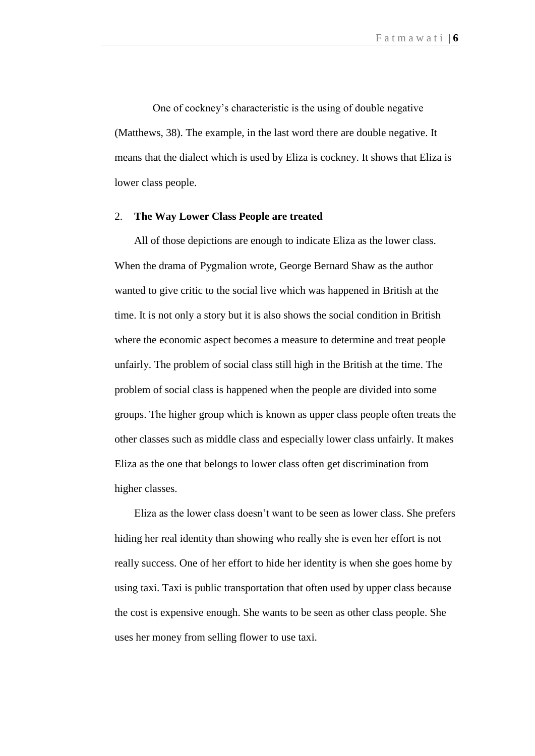One of cockney's characteristic is the using of double negative (Matthews, 38). The example, in the last word there are double negative. It means that the dialect which is used by Eliza is cockney. It shows that Eliza is lower class people.

## 2. **The Way Lower Class People are treated**

All of those depictions are enough to indicate Eliza as the lower class. When the drama of Pygmalion wrote, George Bernard Shaw as the author wanted to give critic to the social live which was happened in British at the time. It is not only a story but it is also shows the social condition in British where the economic aspect becomes a measure to determine and treat people unfairly. The problem of social class still high in the British at the time. The problem of social class is happened when the people are divided into some groups. The higher group which is known as upper class people often treats the other classes such as middle class and especially lower class unfairly. It makes Eliza as the one that belongs to lower class often get discrimination from higher classes.

Eliza as the lower class doesn't want to be seen as lower class. She prefers hiding her real identity than showing who really she is even her effort is not really success. One of her effort to hide her identity is when she goes home by using taxi. Taxi is public transportation that often used by upper class because the cost is expensive enough. She wants to be seen as other class people. She uses her money from selling flower to use taxi.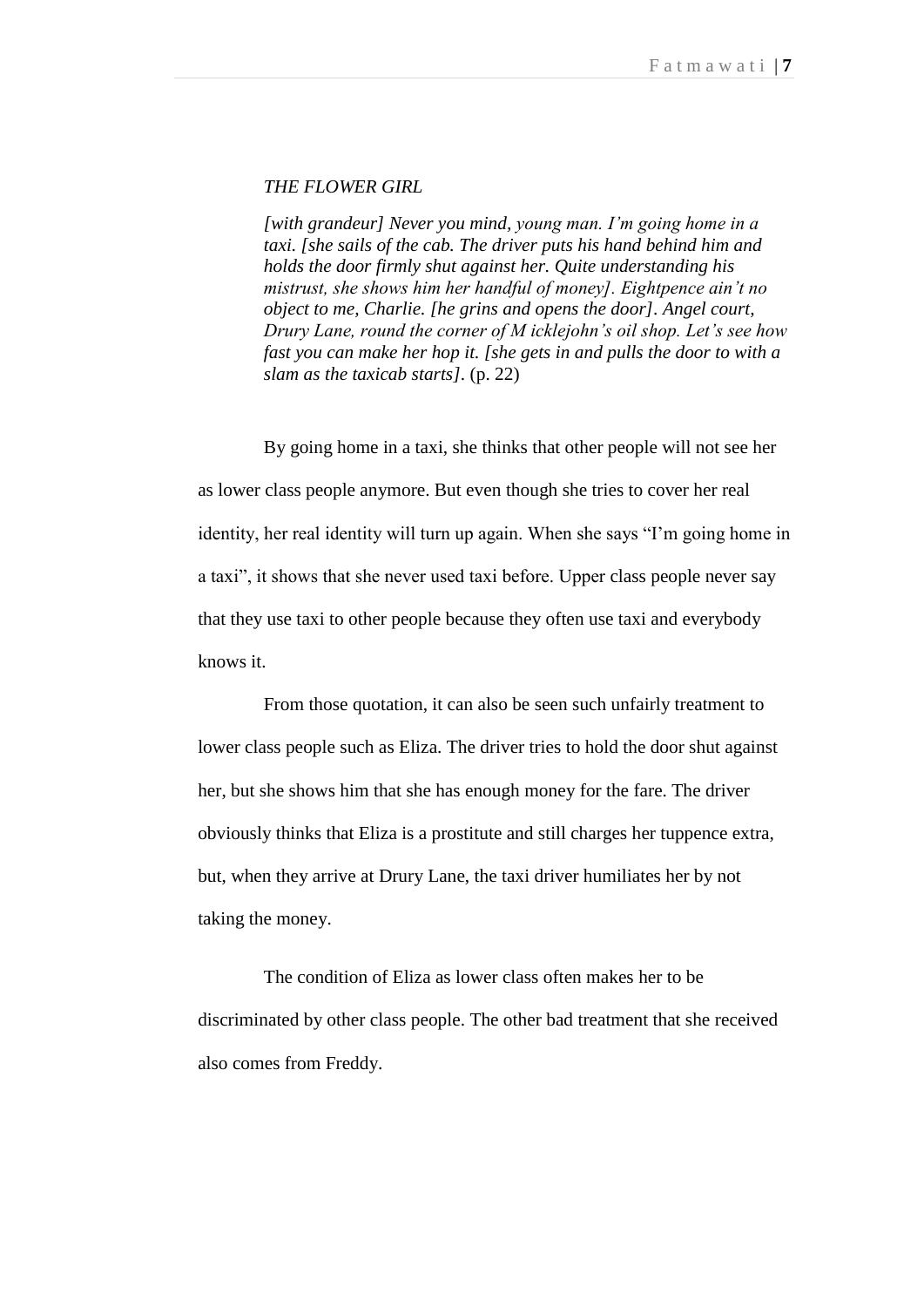*THE FLOWER GIRL*

*[with grandeur] Never you mind, young man. I'm going home in a taxi. [she sails of the cab. The driver puts his hand behind him and holds the door firmly shut against her. Quite understanding his mistrust, she shows him her handful of money]. Eightpence ain't no object to me, Charlie. [he grins and opens the door]. Angel court, Drury Lane, round the corner of M icklejohn's oil shop. Let's see how fast you can make her hop it. [she gets in and pulls the door to with a slam as the taxicab starts]*. (p. 22)

By going home in a taxi, she thinks that other people will not see her as lower class people anymore. But even though she tries to cover her real identity, her real identity will turn up again. When she says "I'm going home in a taxi", it shows that she never used taxi before. Upper class people never say that they use taxi to other people because they often use taxi and everybody knows it.

From those quotation, it can also be seen such unfairly treatment to lower class people such as Eliza. The driver tries to hold the door shut against her, but she shows him that she has enough money for the fare. The driver obviously thinks that Eliza is a prostitute and still charges her tuppence extra, but, when they arrive at Drury Lane, the taxi driver humiliates her by not taking the money.

The condition of Eliza as lower class often makes her to be discriminated by other class people. The other bad treatment that she received also comes from Freddy.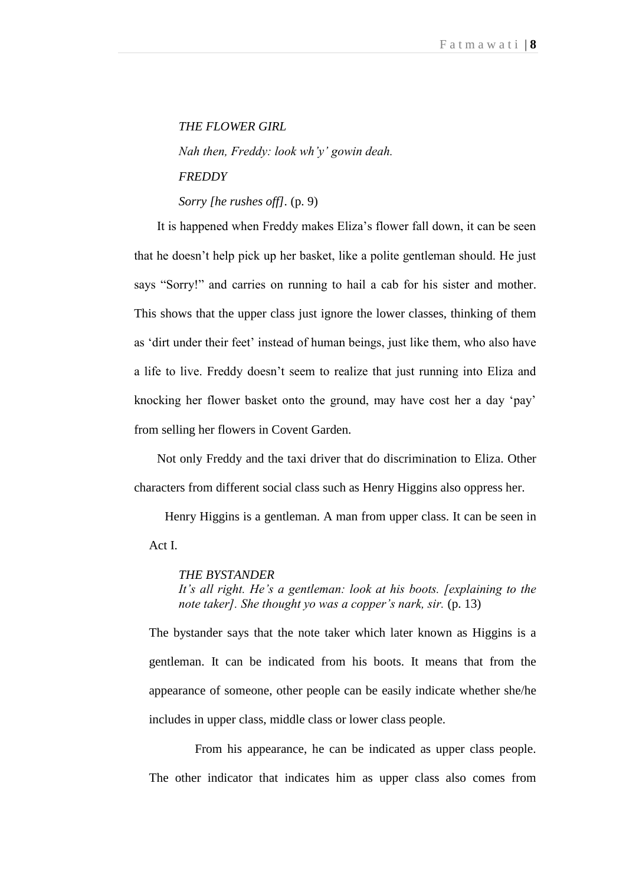*THE FLOWER GIRL*

*Nah then, Freddy: look wh'y' gowin deah.*

*FREDDY*

*Sorry [he rushes off]*. (p. 9)

It is happened when Freddy makes Eliza's flower fall down, it can be seen that he doesn't help pick up her basket, like a polite gentleman should. He just says "Sorry!" and carries on running to hail a cab for his sister and mother. This shows that the upper class just ignore the lower classes, thinking of them as 'dirt under their feet' instead of human beings, just like them, who also have a life to live. Freddy doesn't seem to realize that just running into Eliza and knocking her flower basket onto the ground, may have cost her a day 'pay' from selling her flowers in Covent Garden.

Not only Freddy and the taxi driver that do discrimination to Eliza. Other characters from different social class such as Henry Higgins also oppress her.

Henry Higgins is a gentleman. A man from upper class. It can be seen in Act I.

> *THE BYSTANDER*
> *It's all right. He's a gentleman: look at his boots. [explaining to the note taker]. She thought yo was a copper's nark, sir.* (p. 13)

The bystander says that the note taker which later known as Higgins is a gentleman. It can be indicated from his boots. It means that from the appearance of someone, other people can be easily indicate whether she/he includes in upper class, middle class or lower class people.

From his appearance, he can be indicated as upper class people. The other indicator that indicates him as upper class also comes from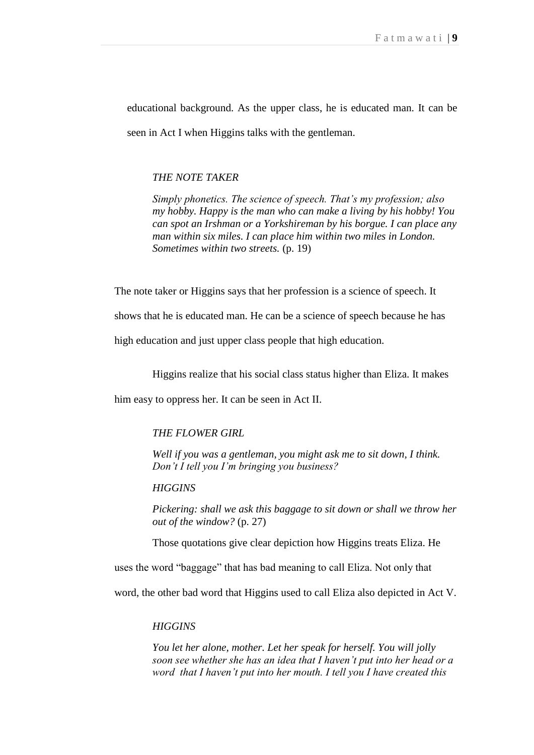educational background. As the upper class, he is educated man. It can be seen in Act I when Higgins talks with the gentleman.

> *THE NOTE TAKER*
>
> *Simply phonetics. The science of speech. That's my profession; also my hobby. Happy is the man who can make a living by his hobby! You can spot an Irshman or a Yorkshireman by his borgue. I can place any man within six miles. I can place him within two miles in London. Sometimes within two streets.* (p. 19)

The note taker or Higgins says that her profession is a science of speech. It shows that he is educated man. He can be a science of speech because he has high education and just upper class people that high education.

Higgins realize that his social class status higher than Eliza. It makes him easy to oppress her. It can be seen in Act II.

> *THE FLOWER GIRL*
>
> *Well if you was a gentleman, you might ask me to sit down, I think. Don't I tell you I'm bringing you business?*
>
> *HIGGINS*
>
> *Pickering: shall we ask this baggage to sit down or shall we throw her out of the window?* (p. 27)

Those quotations give clear depiction how Higgins treats Eliza. He uses the word "baggage" that has bad meaning to call Eliza. Not only that word, the other bad word that Higgins used to call Eliza also depicted in Act V.

> *HIGGINS*
>
> *You let her alone, mother. Let her speak for herself. You will jolly soon see whether she has an idea that I haven't put into her head or a word that I haven't put into her mouth. I tell you I have created this*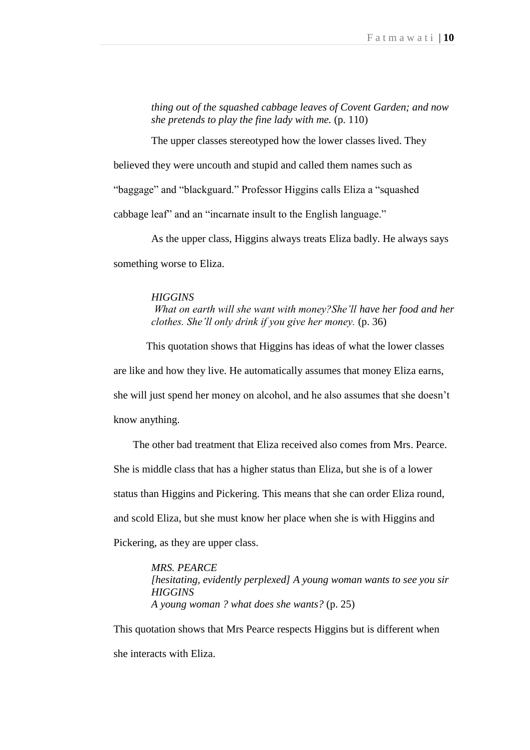*thing out of the squashed cabbage leaves of Covent Garden; and now she pretends to play the fine lady with me.* (p. 110)

The upper classes stereotyped how the lower classes lived. They believed they were uncouth and stupid and called them names such as "baggage" and "blackguard." Professor Higgins calls Eliza a "squashed cabbage leaf" and an "incarnate insult to the English language."

As the upper class, Higgins always treats Eliza badly. He always says something worse to Eliza.

*HIGGINS*
*What on earth will she want with money?She'll have her food and her clothes. She'll only drink if you give her money.* (p. 36)

This quotation shows that Higgins has ideas of what the lower classes are like and how they live. He automatically assumes that money Eliza earns, she will just spend her money on alcohol, and he also assumes that she doesn't know anything.

The other bad treatment that Eliza received also comes from Mrs. Pearce. She is middle class that has a higher status than Eliza, but she is of a lower status than Higgins and Pickering. This means that she can order Eliza round, and scold Eliza, but she must know her place when she is with Higgins and Pickering, as they are upper class.

*MRS. PEARCE*
*[hesitating, evidently perplexed] A young woman wants to see you sir*
*HIGGINS*
*A young woman ? what does she wants?* (p. 25)

This quotation shows that Mrs Pearce respects Higgins but is different when she interacts with Eliza.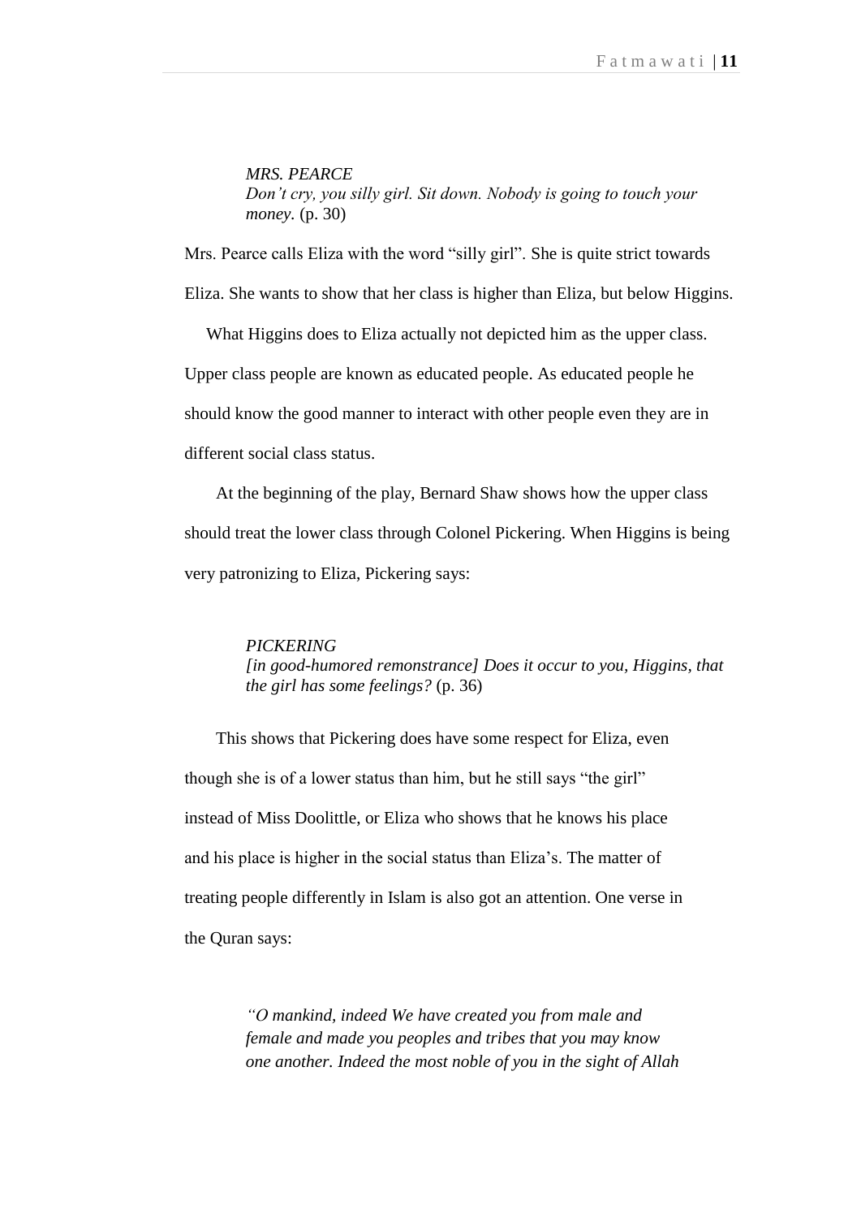> *MRS. PEARCE*
> *Don't cry, you silly girl. Sit down. Nobody is going to touch your money.* (p. 30)

Mrs. Pearce calls Eliza with the word "silly girl". She is quite strict towards Eliza. She wants to show that her class is higher than Eliza, but below Higgins.

What Higgins does to Eliza actually not depicted him as the upper class. Upper class people are known as educated people. As educated people he should know the good manner to interact with other people even they are in different social class status.

At the beginning of the play, Bernard Shaw shows how the upper class should treat the lower class through Colonel Pickering. When Higgins is being very patronizing to Eliza, Pickering says:

> *PICKERING*
> *[in good-humored remonstrance] Does it occur to you, Higgins, that the girl has some feelings?* (p. 36)

This shows that Pickering does have some respect for Eliza, even though she is of a lower status than him, but he still says "the girl" instead of Miss Doolittle, or Eliza who shows that he knows his place and his place is higher in the social status than Eliza's. The matter of treating people differently in Islam is also got an attention. One verse in the Quran says:

> *"O mankind, indeed We have created you from male and female and made you peoples and tribes that you may know one another. Indeed the most noble of you in the sight of Allah*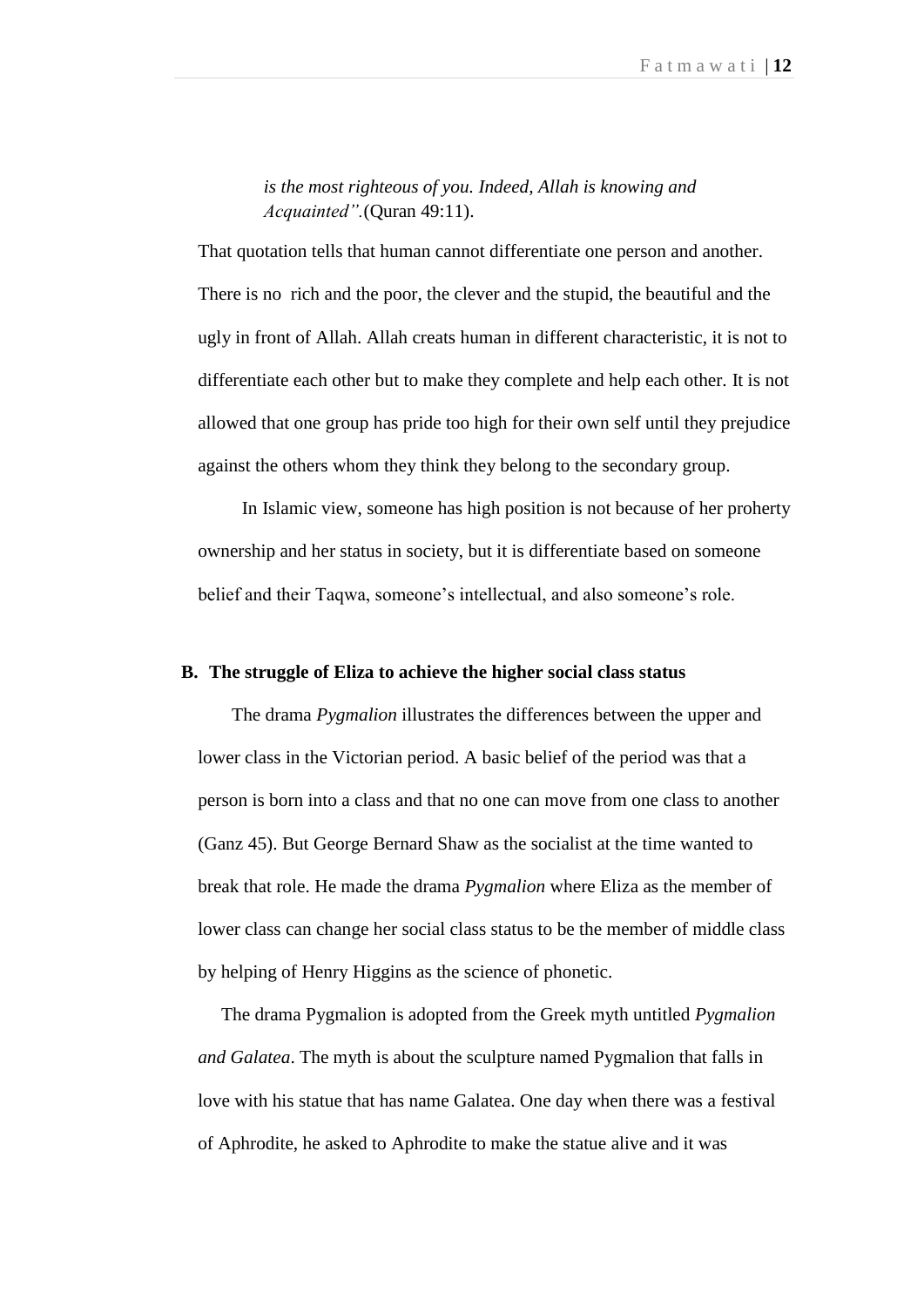> *is the most righteous of you. Indeed, Allah is knowing and Acquainted".*(Quran 49:11).

That quotation tells that human cannot differentiate one person and another. There is no rich and the poor, the clever and the stupid, the beautiful and the ugly in front of Allah. Allah creats human in different characteristic, it is not to differentiate each other but to make they complete and help each other. It is not allowed that one group has pride too high for their own self until they prejudice against the others whom they think they belong to the secondary group.

In Islamic view, someone has high position is not because of her proherty ownership and her status in society, but it is differentiate based on someone belief and their Taqwa, someone's intellectual, and also someone's role.

## B. The struggle of Eliza to achieve the higher social class status

The drama *Pygmalion* illustrates the differences between the upper and lower class in the Victorian period. A basic belief of the period was that a person is born into a class and that no one can move from one class to another (Ganz 45). But George Bernard Shaw as the socialist at the time wanted to break that role. He made the drama *Pygmalion* where Eliza as the member of lower class can change her social class status to be the member of middle class by helping of Henry Higgins as the science of phonetic.

The drama Pygmalion is adopted from the Greek myth untitled *Pygmalion and Galatea*. The myth is about the sculpture named Pygmalion that falls in love with his statue that has name Galatea. One day when there was a festival of Aphrodite, he asked to Aphrodite to make the statue alive and it was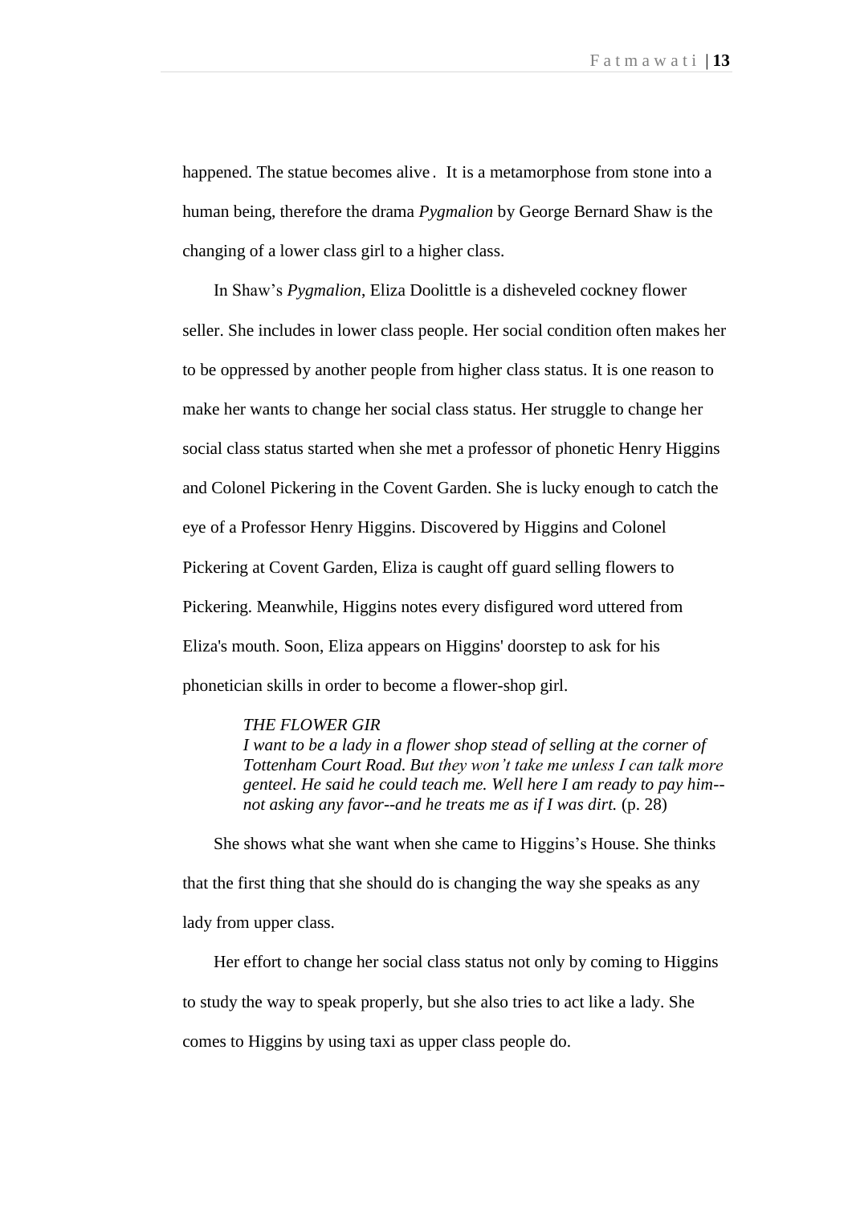happened. The statue becomes alive . It is a metamorphose from stone into a human being, therefore the drama *Pygmalion* by George Bernard Shaw is the changing of a lower class girl to a higher class.

In Shaw's *Pygmalion*, Eliza Doolittle is a disheveled cockney flower seller. She includes in lower class people. Her social condition often makes her to be oppressed by another people from higher class status. It is one reason to make her wants to change her social class status. Her struggle to change her social class status started when she met a professor of phonetic Henry Higgins and Colonel Pickering in the Covent Garden. She is lucky enough to catch the eye of a Professor Henry Higgins. Discovered by Higgins and Colonel Pickering at Covent Garden, Eliza is caught off guard selling flowers to Pickering. Meanwhile, Higgins notes every disfigured word uttered from Eliza's mouth. Soon, Eliza appears on Higgins' doorstep to ask for his phonetician skills in order to become a flower-shop girl.

> *THE FLOWER GIR*
> *I want to be a lady in a flower shop stead of selling at the corner of Tottenham Court Road. But they won't take me unless I can talk more genteel. He said he could teach me. Well here I am ready to pay him--not asking any favor--and he treats me as if I was dirt.* (p. 28)

She shows what she want when she came to Higgins's House. She thinks that the first thing that she should do is changing the way she speaks as any lady from upper class.

Her effort to change her social class status not only by coming to Higgins to study the way to speak properly, but she also tries to act like a lady. She comes to Higgins by using taxi as upper class people do.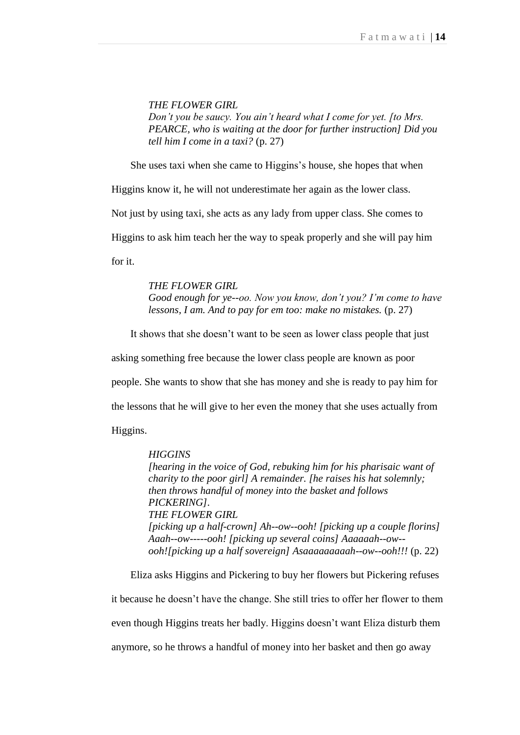> *THE FLOWER GIRL*
> *Don't you be saucy. You ain't heard what I come for yet. [to Mrs. PEARCE, who is waiting at the door for further instruction] Did you tell him I come in a taxi?* (p. 27)

She uses taxi when she came to Higgins's house, she hopes that when Higgins know it, he will not underestimate her again as the lower class. Not just by using taxi, she acts as any lady from upper class. She comes to Higgins to ask him teach her the way to speak properly and she will pay him for it.

> *THE FLOWER GIRL*
> *Good enough for ye--oo. Now you know, don't you? I'm come to have lessons, I am. And to pay for em too: make no mistakes.* (p. 27)

It shows that she doesn't want to be seen as lower class people that just asking something free because the lower class people are known as poor people. She wants to show that she has money and she is ready to pay him for the lessons that he will give to her even the money that she uses actually from Higgins.

> *HIGGINS*
> *[hearing in the voice of God, rebuking him for his pharisaic want of charity to the poor girl] A remainder. [he raises his hat solemnly; then throws handful of money into the basket and follows PICKERING].*
> *THE FLOWER GIRL*
> *[picking up a half-crown] Ah--ow--ooh! [picking up a couple florins] Aaah--ow-----ooh! [picking up several coins] Aaaaaah--ow--ooh![picking up a half sovereign] Asaaaaaaaaah--ow--ooh!!!* (p. 22)

Eliza asks Higgins and Pickering to buy her flowers but Pickering refuses it because he doesn't have the change. She still tries to offer her flower to them even though Higgins treats her badly. Higgins doesn't want Eliza disturb them anymore, so he throws a handful of money into her basket and then go away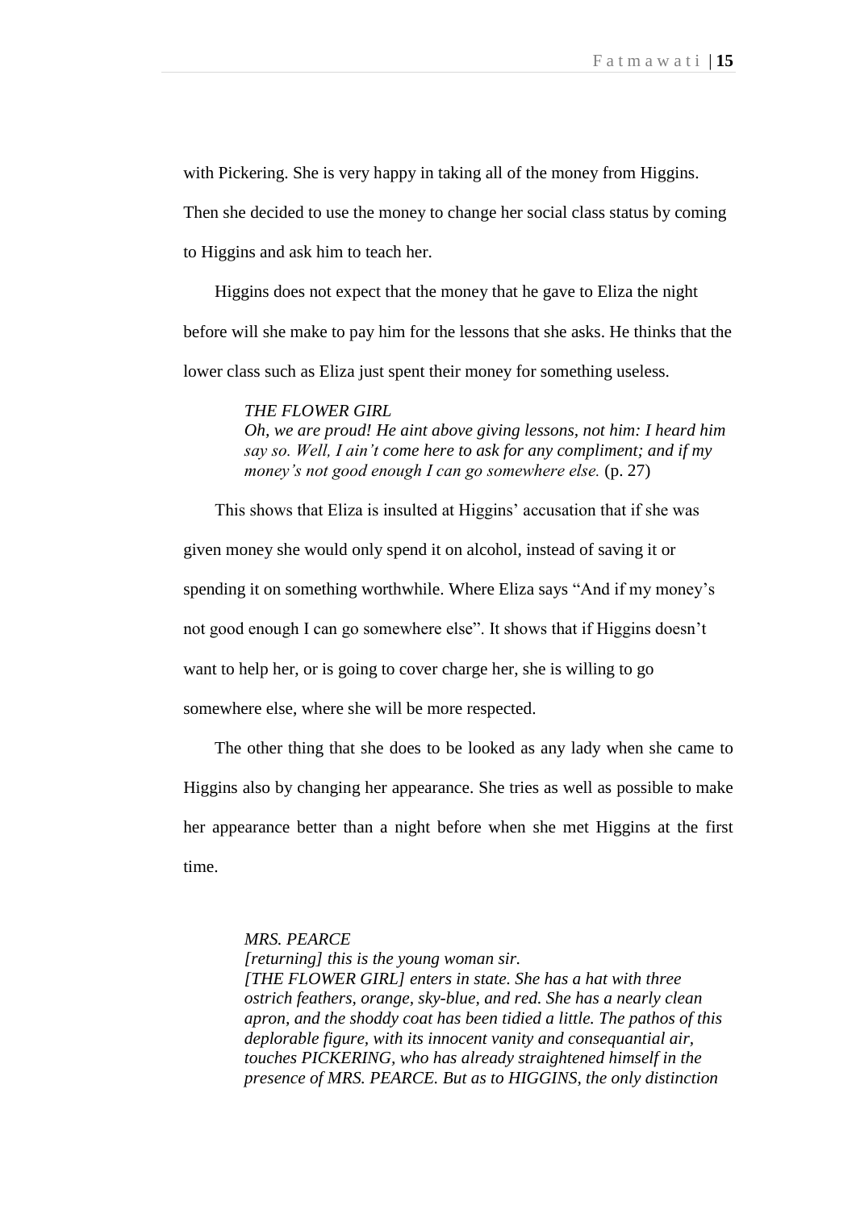with Pickering. She is very happy in taking all of the money from Higgins. Then she decided to use the money to change her social class status by coming to Higgins and ask him to teach her.

Higgins does not expect that the money that he gave to Eliza the night before will she make to pay him for the lessons that she asks. He thinks that the lower class such as Eliza just spent their money for something useless.

> *THE FLOWER GIRL*
> *Oh, we are proud! He aint above giving lessons, not him: I heard him say so. Well, I ain't come here to ask for any compliment; and if my money's not good enough I can go somewhere else.* (p. 27)

This shows that Eliza is insulted at Higgins' accusation that if she was given money she would only spend it on alcohol, instead of saving it or spending it on something worthwhile. Where Eliza says "And if my money's not good enough I can go somewhere else". It shows that if Higgins doesn't want to help her, or is going to cover charge her, she is willing to go somewhere else, where she will be more respected.

The other thing that she does to be looked as any lady when she came to Higgins also by changing her appearance. She tries as well as possible to make her appearance better than a night before when she met Higgins at the first time.

> *MRS. PEARCE*
> *[returning] this is the young woman sir.*
> *[THE FLOWER GIRL] enters in state. She has a hat with three ostrich feathers, orange, sky-blue, and red. She has a nearly clean apron, and the shoddy coat has been tidied a little. The pathos of this deplorable figure, with its innocent vanity and consequantial air, touches PICKERING, who has already straightened himself in the presence of MRS. PEARCE. But as to HIGGINS, the only distinction*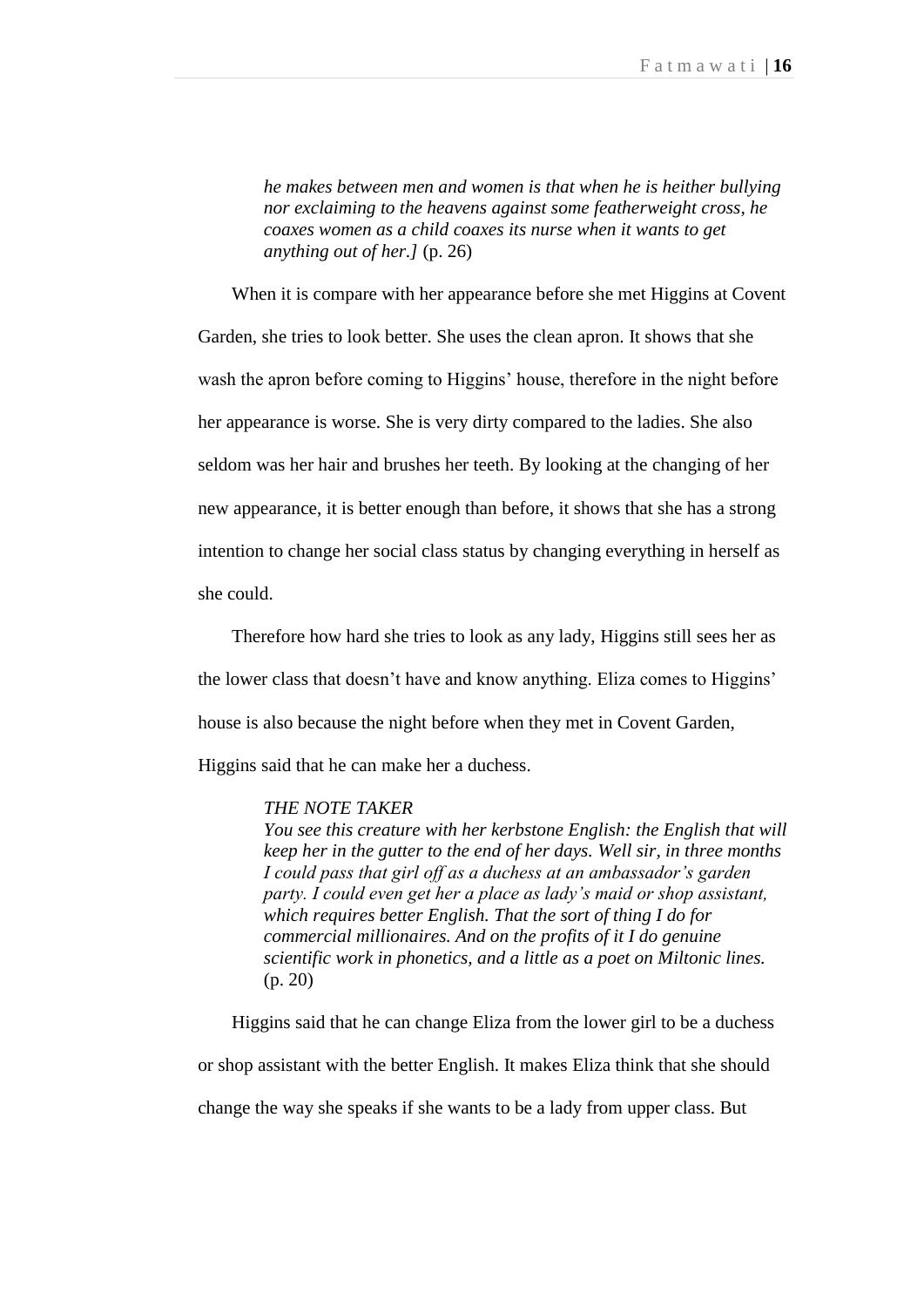> *he makes between men and women is that when he is heither bullying nor exclaiming to the heavens against some featherweight cross, he coaxes women as a child coaxes its nurse when it wants to get anything out of her.]* (p. 26)

When it is compare with her appearance before she met Higgins at Covent Garden, she tries to look better. She uses the clean apron. It shows that she wash the apron before coming to Higgins' house, therefore in the night before her appearance is worse. She is very dirty compared to the ladies. She also seldom was her hair and brushes her teeth. By looking at the changing of her new appearance, it is better enough than before, it shows that she has a strong intention to change her social class status by changing everything in herself as she could.

Therefore how hard she tries to look as any lady, Higgins still sees her as the lower class that doesn't have and know anything. Eliza comes to Higgins' house is also because the night before when they met in Covent Garden, Higgins said that he can make her a duchess.

> *THE NOTE TAKER*
> *You see this creature with her kerbstone English: the English that will keep her in the gutter to the end of her days. Well sir, in three months I could pass that girl off as a duchess at an ambassador's garden party. I could even get her a place as lady's maid or shop assistant, which requires better English. That the sort of thing I do for commercial millionaires. And on the profits of it I do genuine scientific work in phonetics, and a little as a poet on Miltonic lines.* (p. 20)

Higgins said that he can change Eliza from the lower girl to be a duchess or shop assistant with the better English. It makes Eliza think that she should change the way she speaks if she wants to be a lady from upper class. But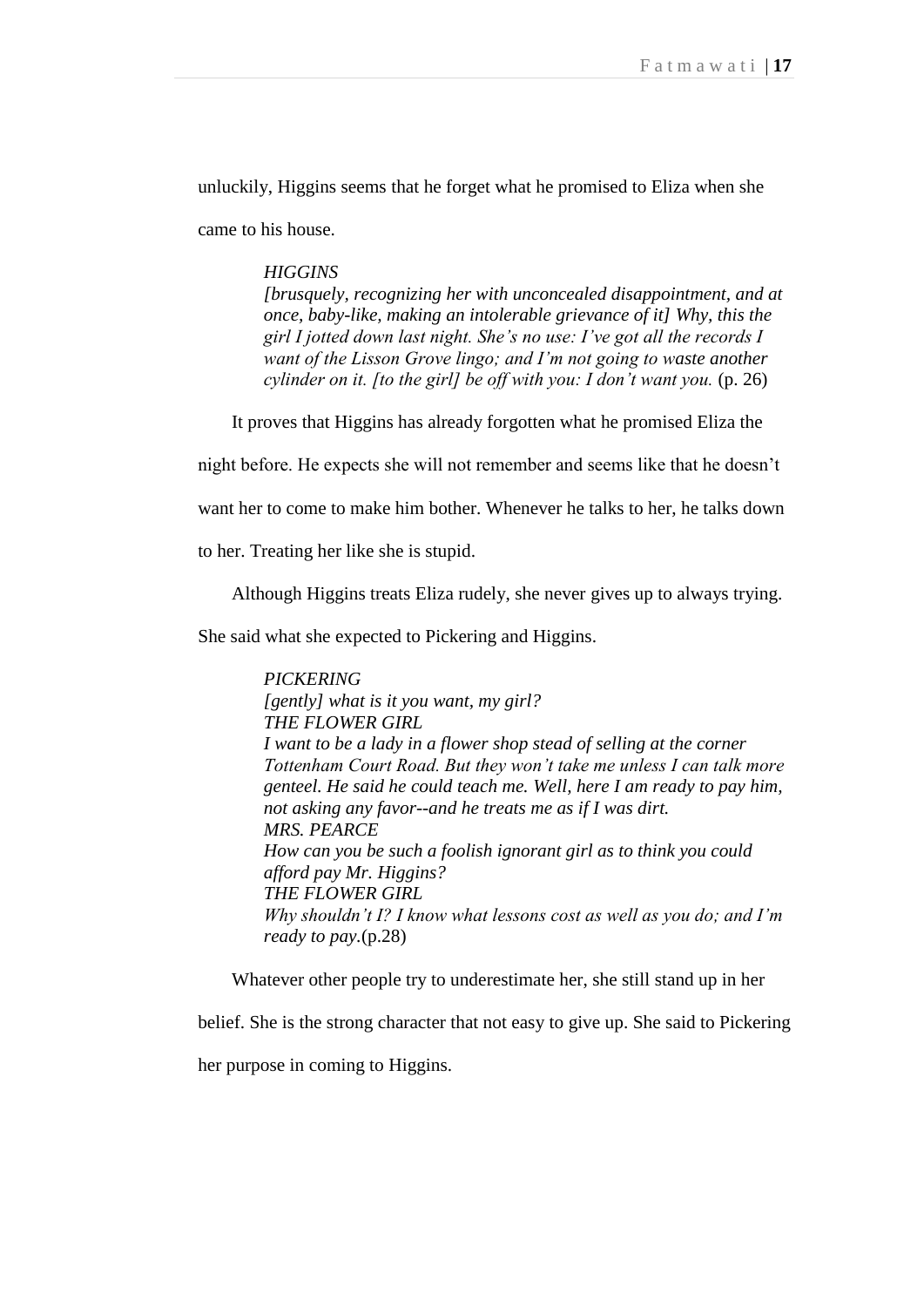unluckily, Higgins seems that he forget what he promised to Eliza when she came to his house.

> *HIGGINS*
> *[brusquely, recognizing her with unconcealed disappointment, and at once, baby-like, making an intolerable grievance of it] Why, this the girl I jotted down last night. She's no use: I've got all the records I want of the Lisson Grove lingo; and I'm not going to waste another cylinder on it. [to the girl] be off with you: I don't want you.* (p. 26)

It proves that Higgins has already forgotten what he promised Eliza the night before. He expects she will not remember and seems like that he doesn't want her to come to make him bother. Whenever he talks to her, he talks down to her. Treating her like she is stupid.

Although Higgins treats Eliza rudely, she never gives up to always trying. She said what she expected to Pickering and Higgins.

> *PICKERING*
> *[gently] what is it you want, my girl?*
> *THE FLOWER GIRL*
> *I want to be a lady in a flower shop stead of selling at the corner Tottenham Court Road. But they won't take me unless I can talk more genteel. He said he could teach me. Well, here I am ready to pay him, not asking any favor--and he treats me as if I was dirt.*
> *MRS. PEARCE*
> *How can you be such a foolish ignorant girl as to think you could afford pay Mr. Higgins?*
> *THE FLOWER GIRL*
> *Why shouldn't I? I know what lessons cost as well as you do; and I'm ready to pay.*(p.28)

Whatever other people try to underestimate her, she still stand up in her belief. She is the strong character that not easy to give up. She said to Pickering her purpose in coming to Higgins.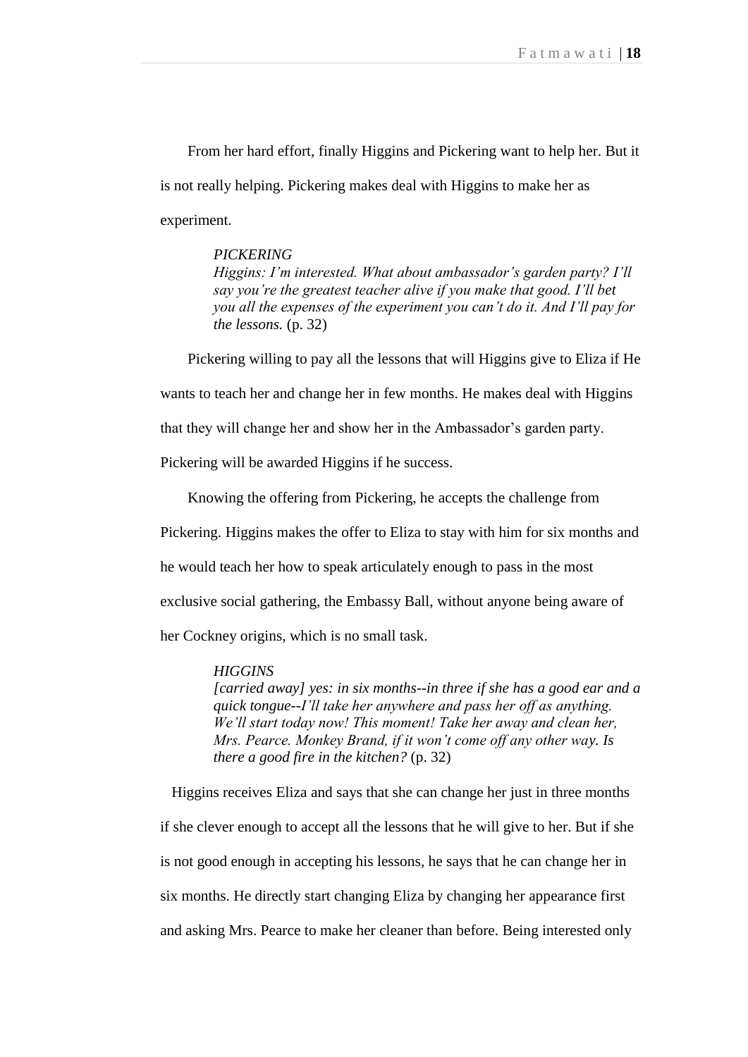From her hard effort, finally Higgins and Pickering want to help her. But it is not really helping. Pickering makes deal with Higgins to make her as experiment.

> *PICKERING*
> *Higgins: I'm interested. What about ambassador's garden party? I'll say you're the greatest teacher alive if you make that good. I'll bet you all the expenses of the experiment you can't do it. And I'll pay for the lessons.* (p. 32)

Pickering willing to pay all the lessons that will Higgins give to Eliza if He wants to teach her and change her in few months. He makes deal with Higgins that they will change her and show her in the Ambassador's garden party. Pickering will be awarded Higgins if he success.

Knowing the offering from Pickering, he accepts the challenge from Pickering. Higgins makes the offer to Eliza to stay with him for six months and he would teach her how to speak articulately enough to pass in the most exclusive social gathering, the Embassy Ball, without anyone being aware of her Cockney origins, which is no small task.

> *HIGGINS*
> *[carried away] yes: in six months--in three if she has a good ear and a quick tongue--I'll take her anywhere and pass her off as anything. We'll start today now! This moment! Take her away and clean her, Mrs. Pearce. Monkey Brand, if it won't come off any other way. Is there a good fire in the kitchen?* (p. 32)

Higgins receives Eliza and says that she can change her just in three months if she clever enough to accept all the lessons that he will give to her. But if she is not good enough in accepting his lessons, he says that he can change her in six months. He directly start changing Eliza by changing her appearance first and asking Mrs. Pearce to make her cleaner than before. Being interested only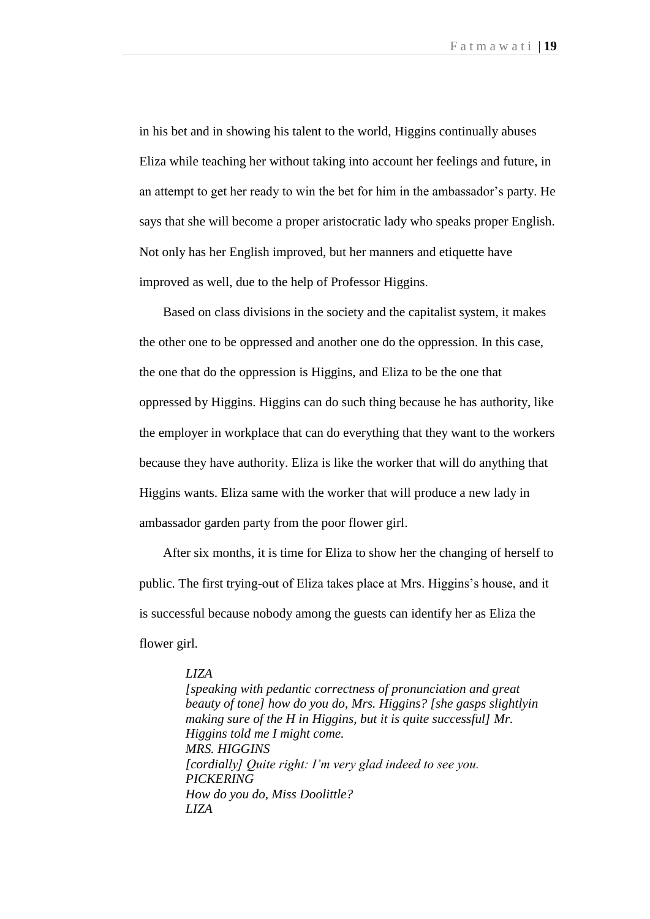in his bet and in showing his talent to the world, Higgins continually abuses Eliza while teaching her without taking into account her feelings and future, in an attempt to get her ready to win the bet for him in the ambassador's party. He says that she will become a proper aristocratic lady who speaks proper English. Not only has her English improved, but her manners and etiquette have improved as well, due to the help of Professor Higgins.

Based on class divisions in the society and the capitalist system, it makes the other one to be oppressed and another one do the oppression. In this case, the one that do the oppression is Higgins, and Eliza to be the one that oppressed by Higgins. Higgins can do such thing because he has authority, like the employer in workplace that can do everything that they want to the workers because they have authority. Eliza is like the worker that will do anything that Higgins wants. Eliza same with the worker that will produce a new lady in ambassador garden party from the poor flower girl.

After six months, it is time for Eliza to show her the changing of herself to public. The first trying-out of Eliza takes place at Mrs. Higgins's house, and it is successful because nobody among the guests can identify her as Eliza the flower girl.

> *LIZA*
> *[speaking with pedantic correctness of pronunciation and great beauty of tone] how do you do, Mrs. Higgins? [she gasps slightlyin making sure of the H in Higgins, but it is quite successful] Mr. Higgins told me I might come.*
> *MRS. HIGGINS*
> *[cordially] Quite right: I'm very glad indeed to see you.*
> *PICKERING*
> *How do you do, Miss Doolittle?*
> *LIZA*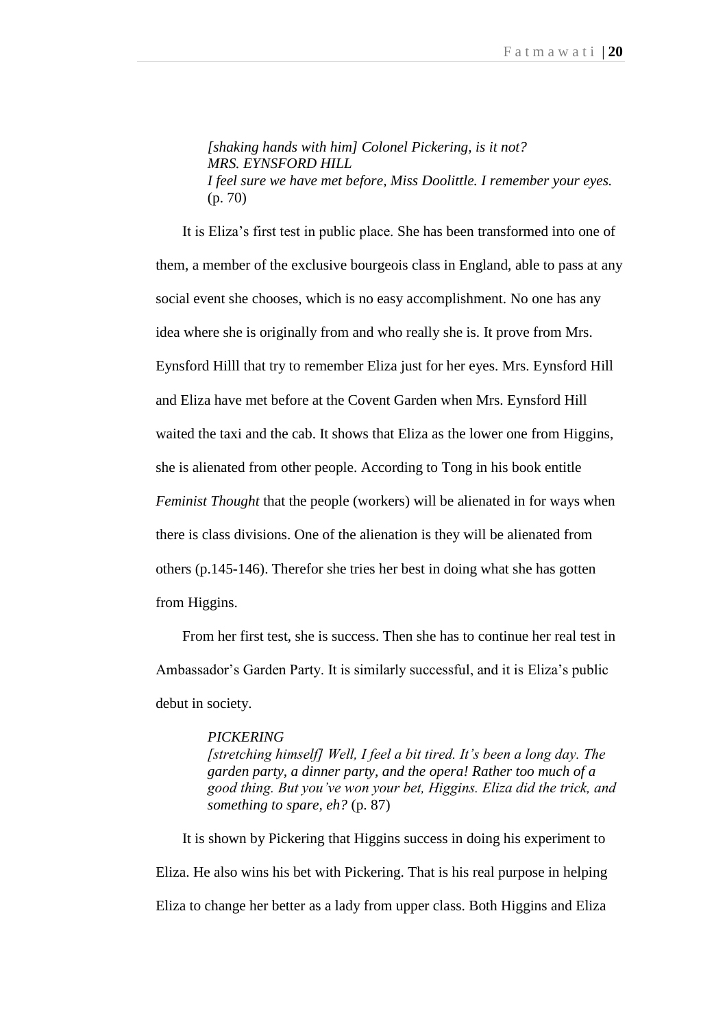> *[shaking hands with him] Colonel Pickering, is it not?*
> *MRS. EYNSFORD HILL*
> *I feel sure we have met before, Miss Doolittle. I remember your eyes.* (p. 70)

It is Eliza's first test in public place. She has been transformed into one of them, a member of the exclusive bourgeois class in England, able to pass at any social event she chooses, which is no easy accomplishment. No one has any idea where she is originally from and who really she is. It prove from Mrs. Eynsford Hilll that try to remember Eliza just for her eyes. Mrs. Eynsford Hill and Eliza have met before at the Covent Garden when Mrs. Eynsford Hill waited the taxi and the cab. It shows that Eliza as the lower one from Higgins, she is alienated from other people. According to Tong in his book entitle *Feminist Thought* that the people (workers) will be alienated in for ways when there is class divisions. One of the alienation is they will be alienated from others (p.145-146). Therefor she tries her best in doing what she has gotten from Higgins.

From her first test, she is success. Then she has to continue her real test in Ambassador's Garden Party. It is similarly successful, and it is Eliza's public debut in society.

> *PICKERING*
> *[stretching himself] Well, I feel a bit tired. It's been a long day. The garden party, a dinner party, and the opera! Rather too much of a good thing. But you've won your bet, Higgins. Eliza did the trick, and something to spare, eh?* (p. 87)

It is shown by Pickering that Higgins success in doing his experiment to Eliza. He also wins his bet with Pickering. That is his real purpose in helping Eliza to change her better as a lady from upper class. Both Higgins and Eliza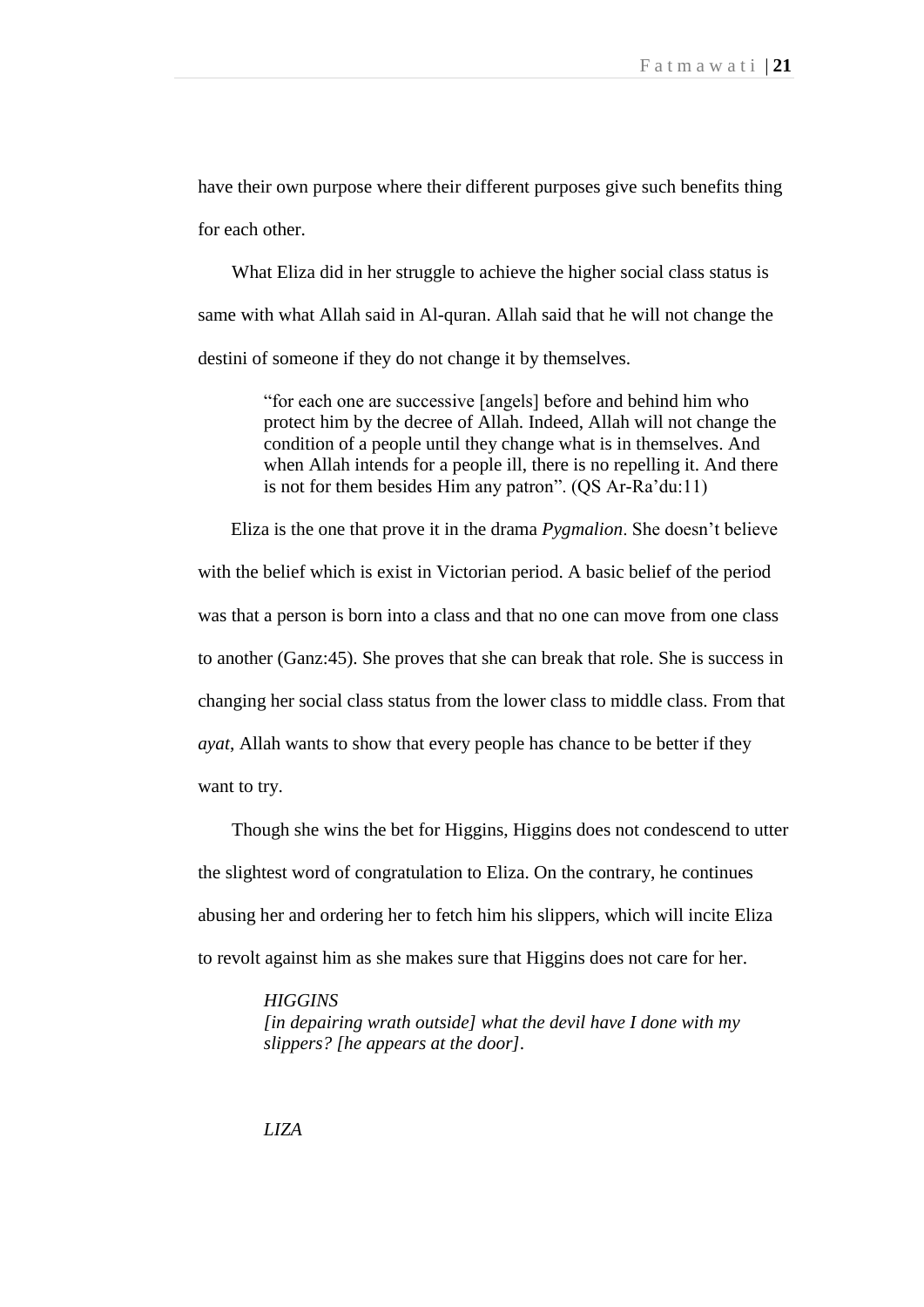have their own purpose where their different purposes give such benefits thing for each other.

What Eliza did in her struggle to achieve the higher social class status is same with what Allah said in Al-quran. Allah said that he will not change the destini of someone if they do not change it by themselves.

> "for each one are successive [angels] before and behind him who protect him by the decree of Allah. Indeed, Allah will not change the condition of a people until they change what is in themselves. And when Allah intends for a people ill, there is no repelling it. And there is not for them besides Him any patron". (QS Ar-Ra'du:11)

Eliza is the one that prove it in the drama *Pygmalion*. She doesn't believe with the belief which is exist in Victorian period. A basic belief of the period was that a person is born into a class and that no one can move from one class to another (Ganz:45). She proves that she can break that role. She is success in changing her social class status from the lower class to middle class. From that *ayat*, Allah wants to show that every people has chance to be better if they want to try.

Though she wins the bet for Higgins, Higgins does not condescend to utter the slightest word of congratulation to Eliza. On the contrary, he continues abusing her and ordering her to fetch him his slippers, which will incite Eliza to revolt against him as she makes sure that Higgins does not care for her.

> *HIGGINS*
> *[in depairing wrath outside] what the devil have I done with my slippers? [he appears at the door].*
>
> *LIZA*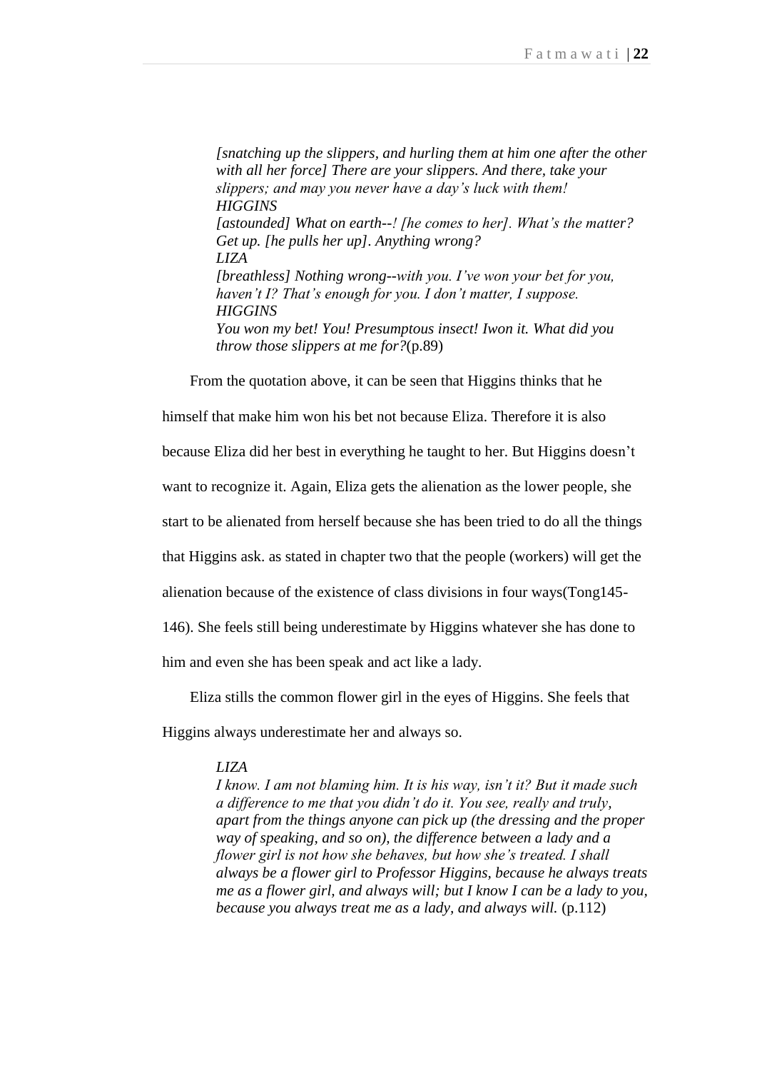> *[snatching up the slippers, and hurling them at him one after the other with all her force] There are your slippers. And there, take your slippers; and may you never have a day's luck with them!*
> *HIGGINS*
> *[astounded] What on earth--! [he comes to her]. What's the matter? Get up. [he pulls her up]. Anything wrong?*
> *LIZA*
> *[breathless] Nothing wrong--with you. I've won your bet for you, haven't I? That's enough for you. I don't matter, I suppose.*
> *HIGGINS*
> *You won my bet! You! Presumptous insect! Iwon it. What did you throw those slippers at me for?*(p.89)

From the quotation above, it can be seen that Higgins thinks that he himself that make him won his bet not because Eliza. Therefore it is also because Eliza did her best in everything he taught to her. But Higgins doesn't want to recognize it. Again, Eliza gets the alienation as the lower people, she start to be alienated from herself because she has been tried to do all the things that Higgins ask. as stated in chapter two that the people (workers) will get the alienation because of the existence of class divisions in four ways(Tong145-146). She feels still being underestimate by Higgins whatever she has done to him and even she has been speak and act like a lady.

Eliza stills the common flower girl in the eyes of Higgins. She feels that Higgins always underestimate her and always so.

> *LIZA*
> *I know. I am not blaming him. It is his way, isn't it? But it made such a difference to me that you didn't do it. You see, really and truly, apart from the things anyone can pick up (the dressing and the proper way of speaking, and so on), the difference between a lady and a flower girl is not how she behaves, but how she's treated. I shall always be a flower girl to Professor Higgins, because he always treats me as a flower girl, and always will; but I know I can be a lady to you, because you always treat me as a lady, and always will.* (p.112)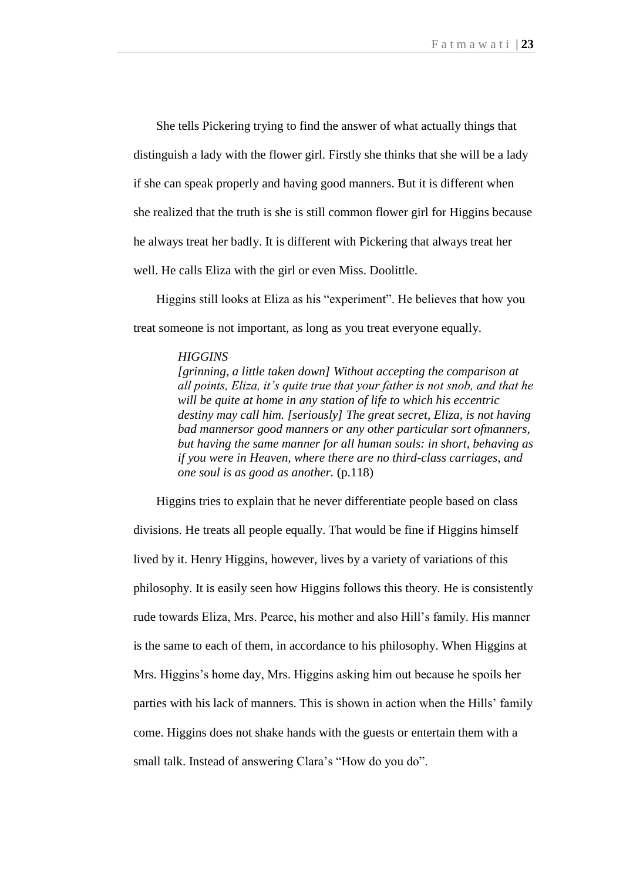She tells Pickering trying to find the answer of what actually things that distinguish a lady with the flower girl. Firstly she thinks that she will be a lady if she can speak properly and having good manners. But it is different when she realized that the truth is she is still common flower girl for Higgins because he always treat her badly. It is different with Pickering that always treat her well. He calls Eliza with the girl or even Miss. Doolittle.

Higgins still looks at Eliza as his "experiment". He believes that how you treat someone is not important, as long as you treat everyone equally.

> *HIGGINS*
> *[grinning, a little taken down] Without accepting the comparison at all points, Eliza, it's quite true that your father is not snob, and that he will be quite at home in any station of life to which his eccentric destiny may call him. [seriously] The great secret, Eliza, is not having bad mannersor good manners or any other particular sort ofmanners, but having the same manner for all human souls: in short, behaving as if you were in Heaven, where there are no third-class carriages, and one soul is as good as another.* (p.118)

Higgins tries to explain that he never differentiate people based on class divisions. He treats all people equally. That would be fine if Higgins himself lived by it. Henry Higgins, however, lives by a variety of variations of this philosophy. It is easily seen how Higgins follows this theory. He is consistently rude towards Eliza, Mrs. Pearce, his mother and also Hill's family. His manner is the same to each of them, in accordance to his philosophy. When Higgins at Mrs. Higgins's home day, Mrs. Higgins asking him out because he spoils her parties with his lack of manners. This is shown in action when the Hills' family come. Higgins does not shake hands with the guests or entertain them with a small talk. Instead of answering Clara's "How do you do".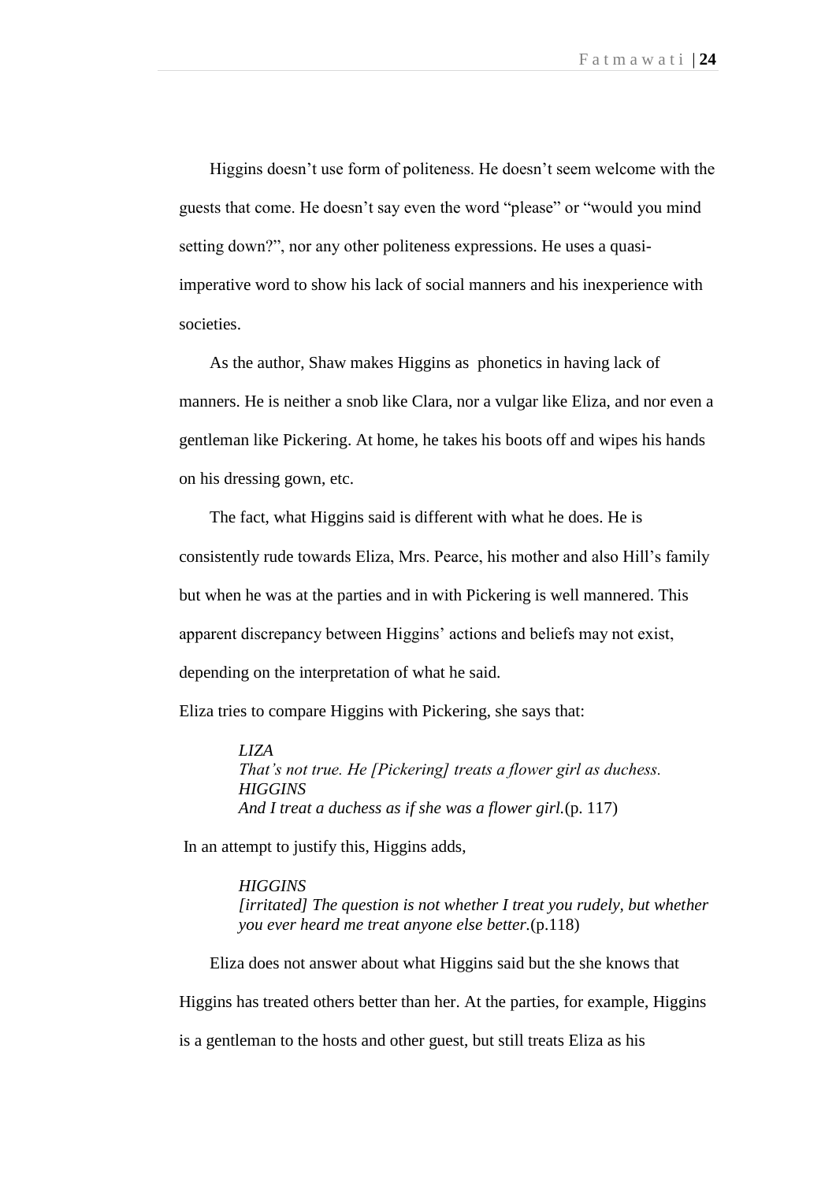Higgins doesn't use form of politeness. He doesn't seem welcome with the guests that come. He doesn't say even the word "please" or "would you mind setting down?", nor any other politeness expressions. He uses a quasi-imperative word to show his lack of social manners and his inexperience with societies.

As the author, Shaw makes Higgins as phonetics in having lack of manners. He is neither a snob like Clara, nor a vulgar like Eliza, and nor even a gentleman like Pickering. At home, he takes his boots off and wipes his hands on his dressing gown, etc.

The fact, what Higgins said is different with what he does. He is consistently rude towards Eliza, Mrs. Pearce, his mother and also Hill's family but when he was at the parties and in with Pickering is well mannered. This apparent discrepancy between Higgins' actions and beliefs may not exist, depending on the interpretation of what he said.

Eliza tries to compare Higgins with Pickering, she says that:

> *LIZA*
> *That's not true. He [Pickering] treats a flower girl as duchess.*
> *HIGGINS*
> *And I treat a duchess as if she was a flower girl.*(p. 117)

In an attempt to justify this, Higgins adds,

> *HIGGINS*
> *[irritated] The question is not whether I treat you rudely, but whether you ever heard me treat anyone else better.*(p.118)

Eliza does not answer about what Higgins said but the she knows that Higgins has treated others better than her. At the parties, for example, Higgins is a gentleman to the hosts and other guest, but still treats Eliza as his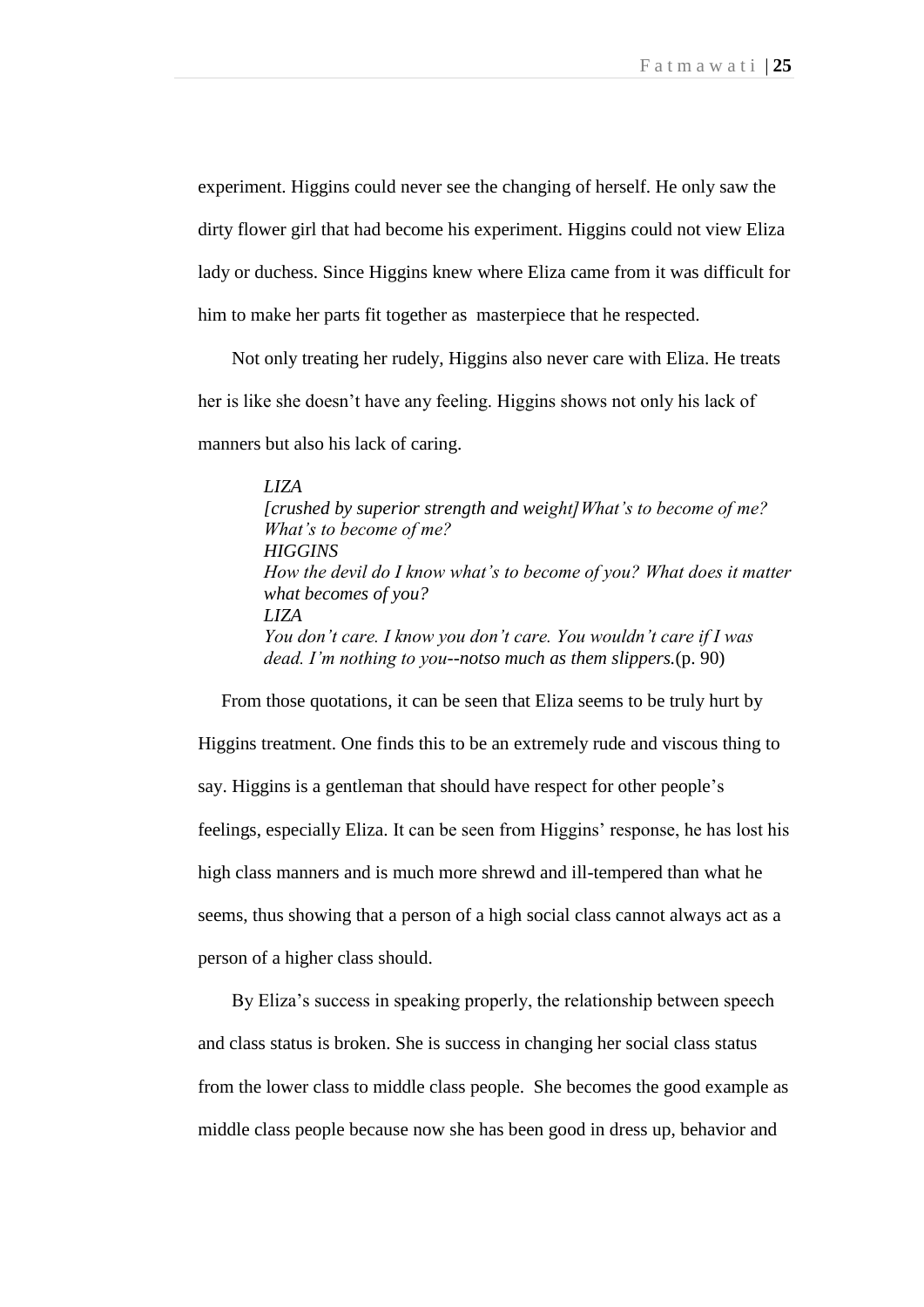experiment. Higgins could never see the changing of herself. He only saw the dirty flower girl that had become his experiment. Higgins could not view Eliza lady or duchess. Since Higgins knew where Eliza came from it was difficult for him to make her parts fit together as masterpiece that he respected.

Not only treating her rudely, Higgins also never care with Eliza. He treats her is like she doesn't have any feeling. Higgins shows not only his lack of manners but also his lack of caring.

> *LIZA*
> *[crushed by superior strength and weight]What's to become of me? What's to become of me?*
> *HIGGINS*
> *How the devil do I know what's to become of you? What does it matter what becomes of you?*
> *LIZA*
> *You don't care. I know you don't care. You wouldn't care if I was dead. I'm nothing to you--notso much as them slippers.*(p. 90)

From those quotations, it can be seen that Eliza seems to be truly hurt by Higgins treatment. One finds this to be an extremely rude and viscous thing to say. Higgins is a gentleman that should have respect for other people's feelings, especially Eliza. It can be seen from Higgins' response, he has lost his high class manners and is much more shrewd and ill-tempered than what he seems, thus showing that a person of a high social class cannot always act as a person of a higher class should.

By Eliza's success in speaking properly, the relationship between speech and class status is broken. She is success in changing her social class status from the lower class to middle class people. She becomes the good example as middle class people because now she has been good in dress up, behavior and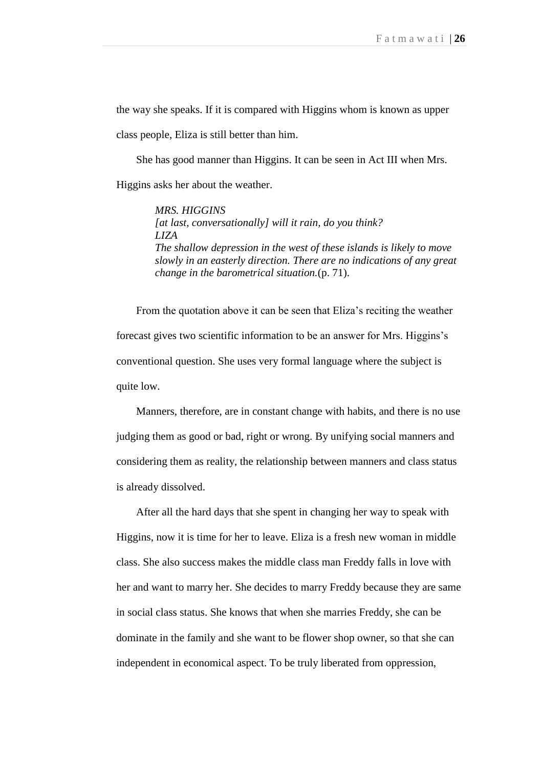the way she speaks. If it is compared with Higgins whom is known as upper class people, Eliza is still better than him.

She has good manner than Higgins. It can be seen in Act III when Mrs. Higgins asks her about the weather.

> *MRS. HIGGINS*
> *[at last, conversationally] will it rain, do you think?*
> *LIZA*
> *The shallow depression in the west of these islands is likely to move slowly in an easterly direction. There are no indications of any great change in the barometrical situation.*(p. 71).

From the quotation above it can be seen that Eliza's reciting the weather forecast gives two scientific information to be an answer for Mrs. Higgins's conventional question. She uses very formal language where the subject is quite low.

Manners, therefore, are in constant change with habits, and there is no use judging them as good or bad, right or wrong. By unifying social manners and considering them as reality, the relationship between manners and class status is already dissolved.

After all the hard days that she spent in changing her way to speak with Higgins, now it is time for her to leave. Eliza is a fresh new woman in middle class. She also success makes the middle class man Freddy falls in love with her and want to marry her. She decides to marry Freddy because they are same in social class status. She knows that when she marries Freddy, she can be dominate in the family and she want to be flower shop owner, so that she can independent in economical aspect. To be truly liberated from oppression,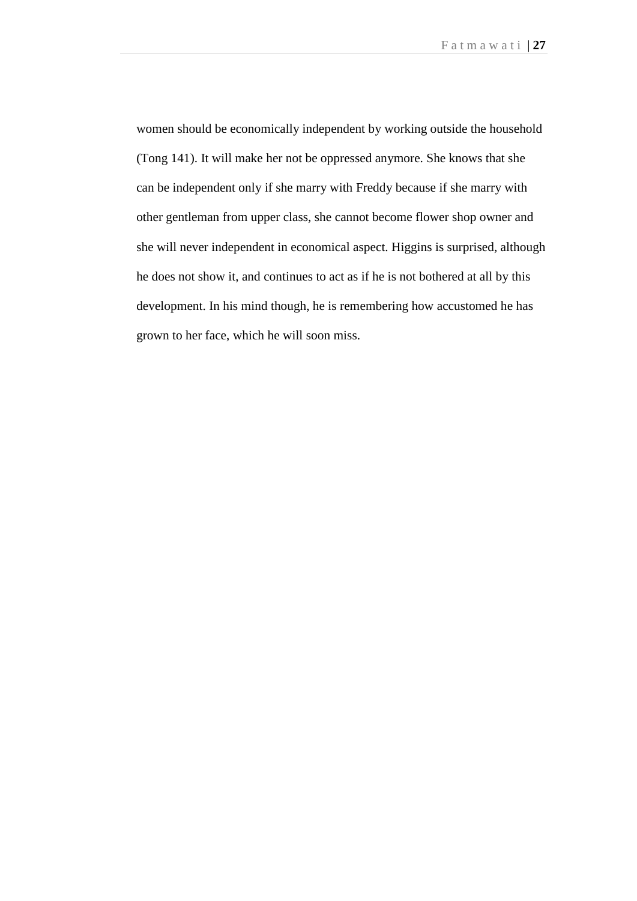women should be economically independent by working outside the household (Tong 141). It will make her not be oppressed anymore. She knows that she can be independent only if she marry with Freddy because if she marry with other gentleman from upper class, she cannot become flower shop owner and she will never independent in economical aspect. Higgins is surprised, although he does not show it, and continues to act as if he is not bothered at all by this development. In his mind though, he is remembering how accustomed he has grown to her face, which he will soon miss.